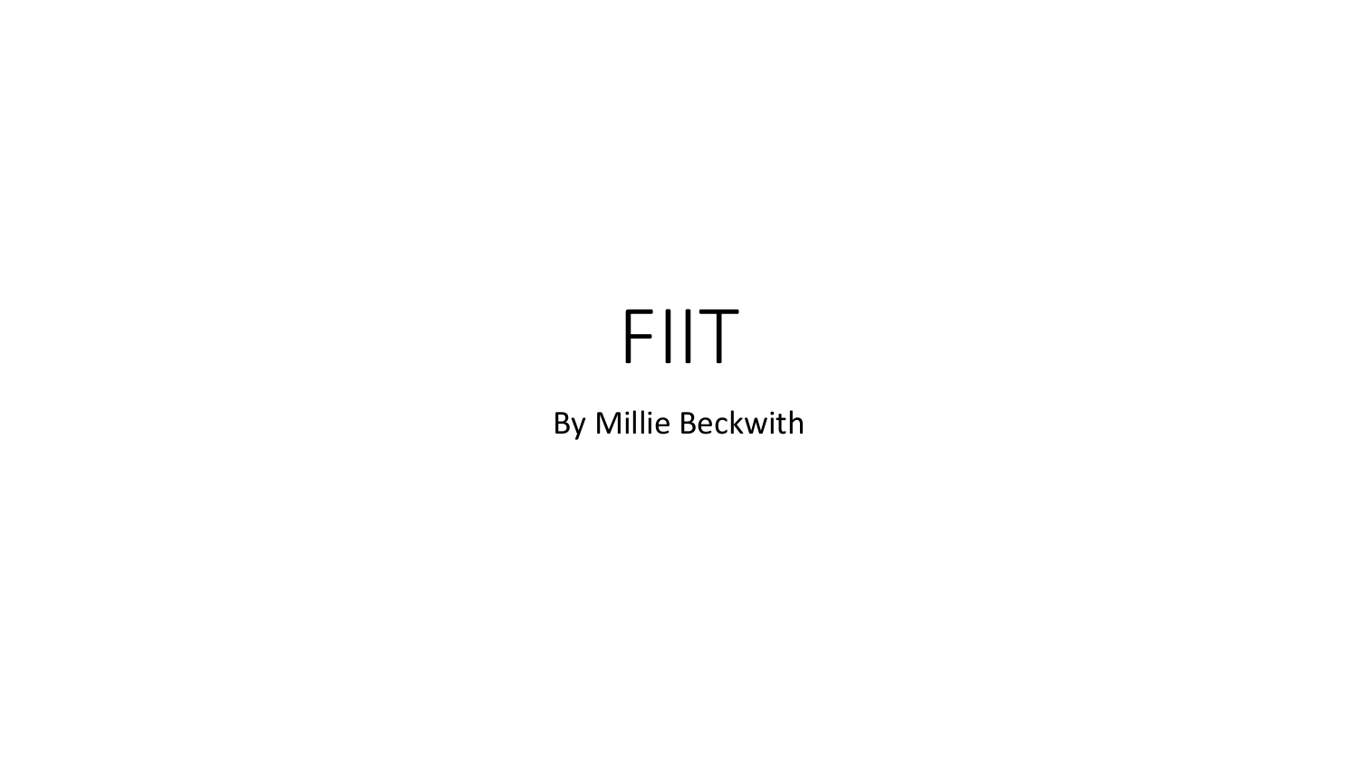# FIIT

By Millie Beckwith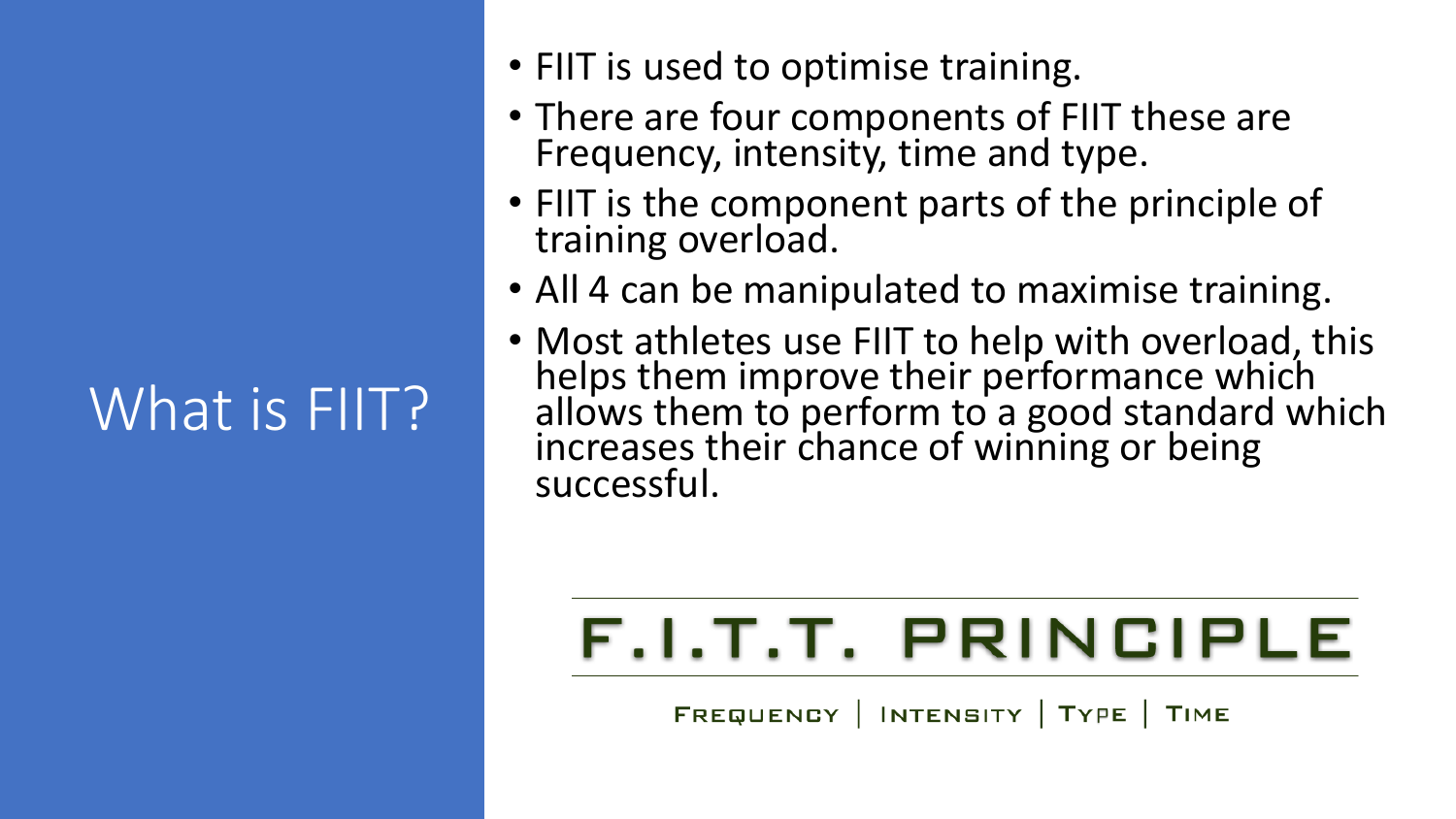# What is FIIT?

- FIIT is used to optimise training.
- There are four components of FIIT these are Frequency, intensity, time and type.
- FIIT is the component parts of the principle of training overload.
- All 4 can be manipulated to maximise training.
- Most athletes use FIIT to help with overload, this helps them improve their performance which allows them to perform to a good standard which increases their chance of winning or being successful.

F.I.T.T. PRINCIPLE

Frequency | Intensity | Type | Time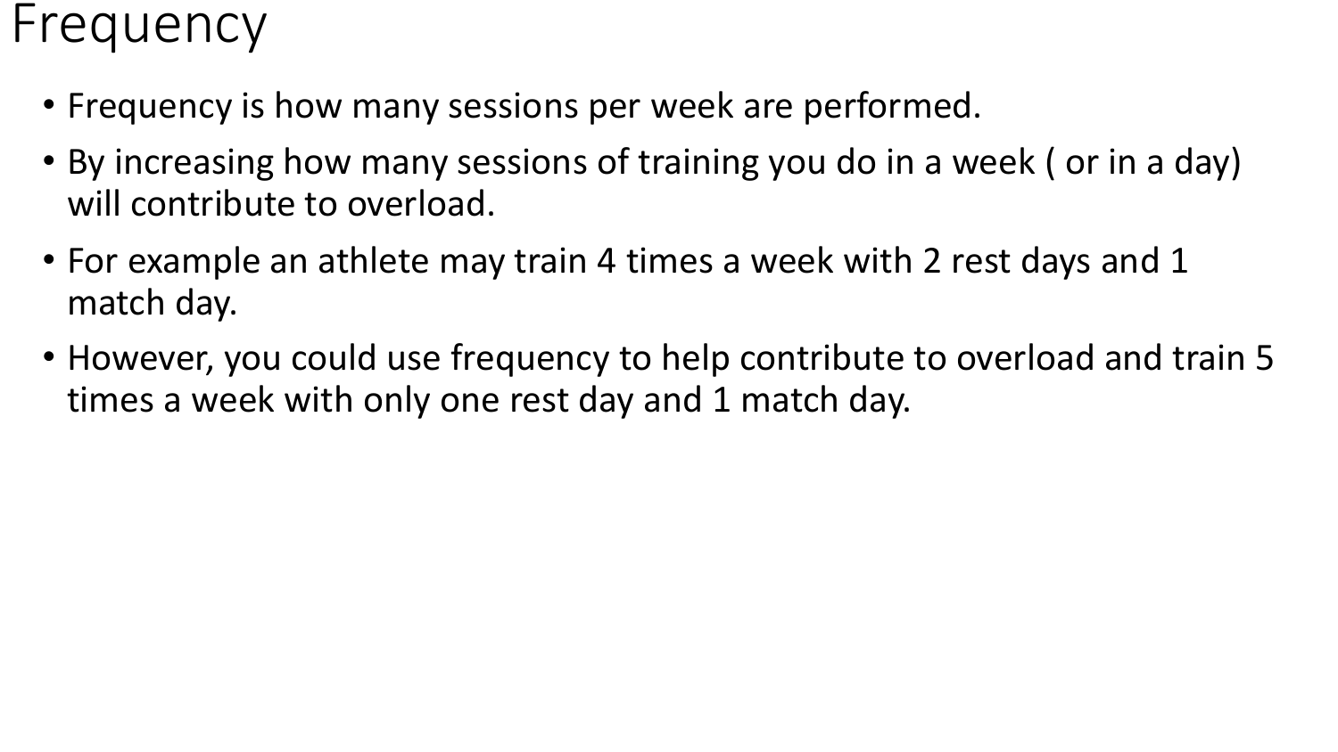# Frequency

- Frequency is how many sessions per week are performed.
- By increasing how many sessions of training you do in a week ( or in a day) will contribute to overload.
- For example an athlete may train 4 times a week with 2 rest days and 1 match day.
- However, you could use frequency to help contribute to overload and train 5 times a week with only one rest day and 1 match day.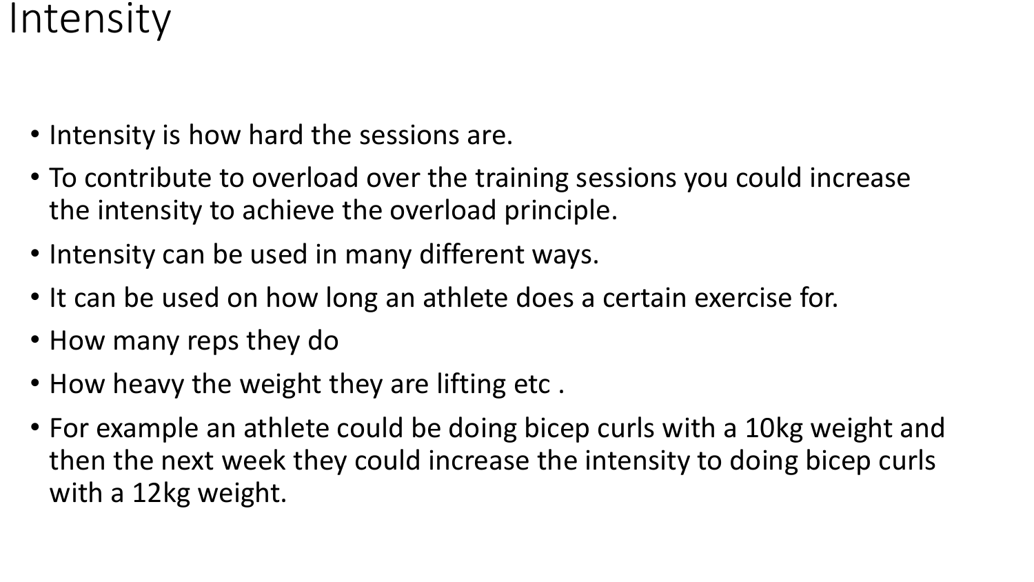# Intensity

- Intensity is how hard the sessions are.
- To contribute to overload over the training sessions you could increase the intensity to achieve the overload principle.
- Intensity can be used in many different ways.
- It can be used on how long an athlete does a certain exercise for.
- How many reps they do
- How heavy the weight they are lifting etc .
- For example an athlete could be doing bicep curls with a 10kg weight and then the next week they could increase the intensity to doing bicep curls with a 12kg weight.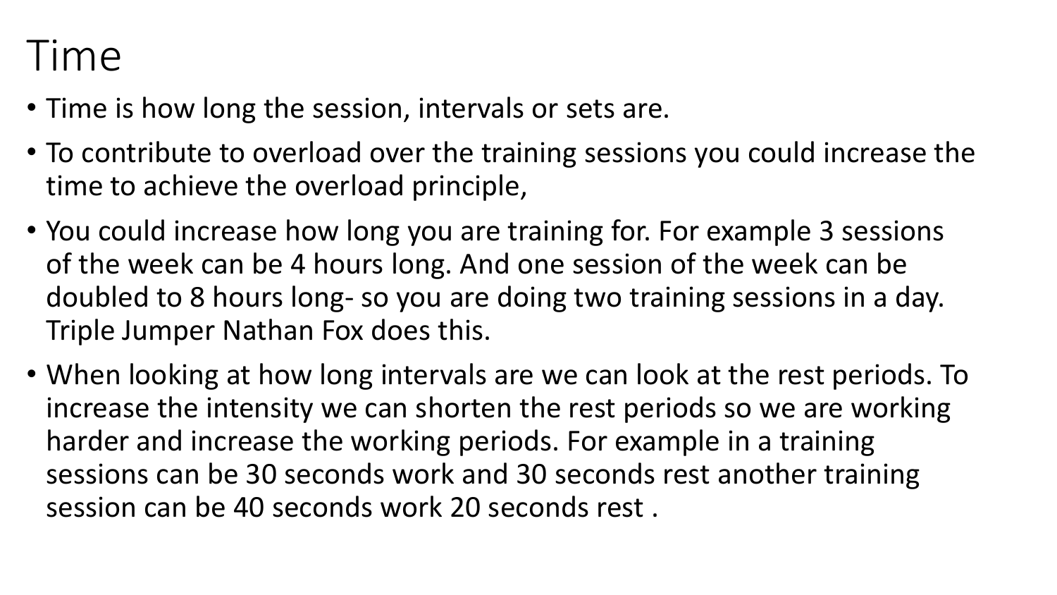# Time

- Time is how long the session, intervals or sets are.
- To contribute to overload over the training sessions you could increase the time to achieve the overload principle,
- You could increase how long you are training for. For example 3 sessions of the week can be 4 hours long. And one session of the week can be doubled to 8 hours long- so you are doing two training sessions in a day. Triple Jumper Nathan Fox does this.
- When looking at how long intervals are we can look at the rest periods. To increase the intensity we can shorten the rest periods so we are working harder and increase the working periods. For example in a training sessions can be 30 seconds work and 30 seconds rest another training session can be 40 seconds work 20 seconds rest .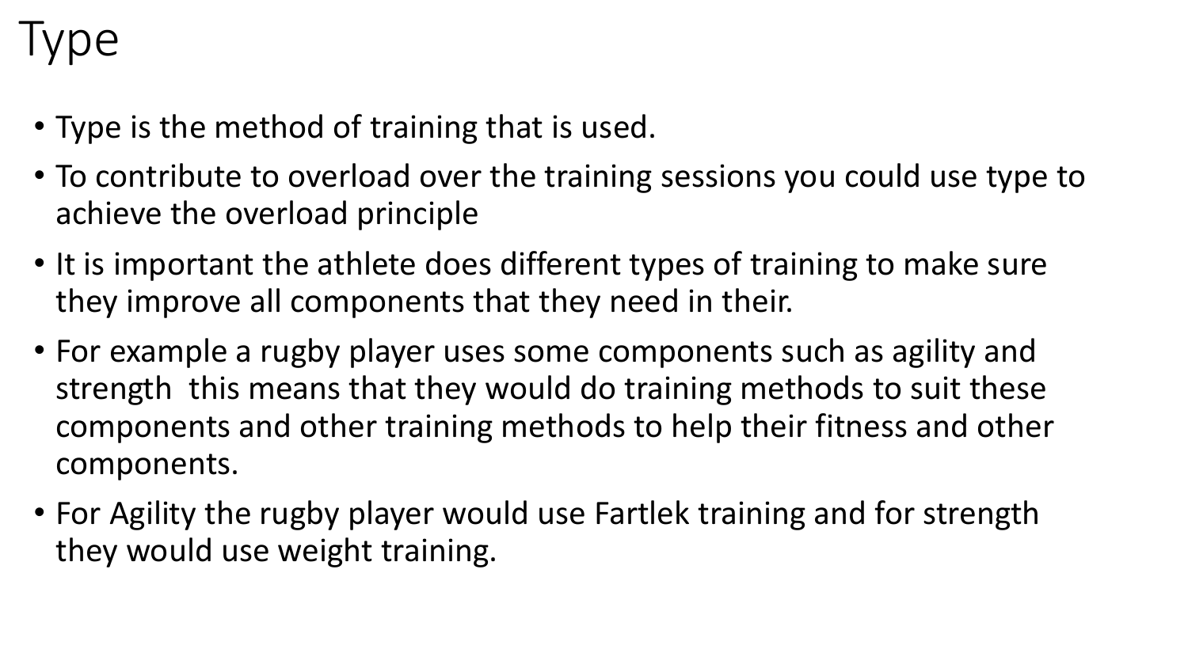# Type

- Type is the method of training that is used.
- To contribute to overload over the training sessions you could use type to achieve the overload principle
- It is important the athlete does different types of training to make sure they improve all components that they need in their.
- For example a rugby player uses some components such as agility and strength  this means that they would do training methods to suit these components and other training methods to help their fitness and other components.
- For Agility the rugby player would use Fartlek training and for strength they would use weight training.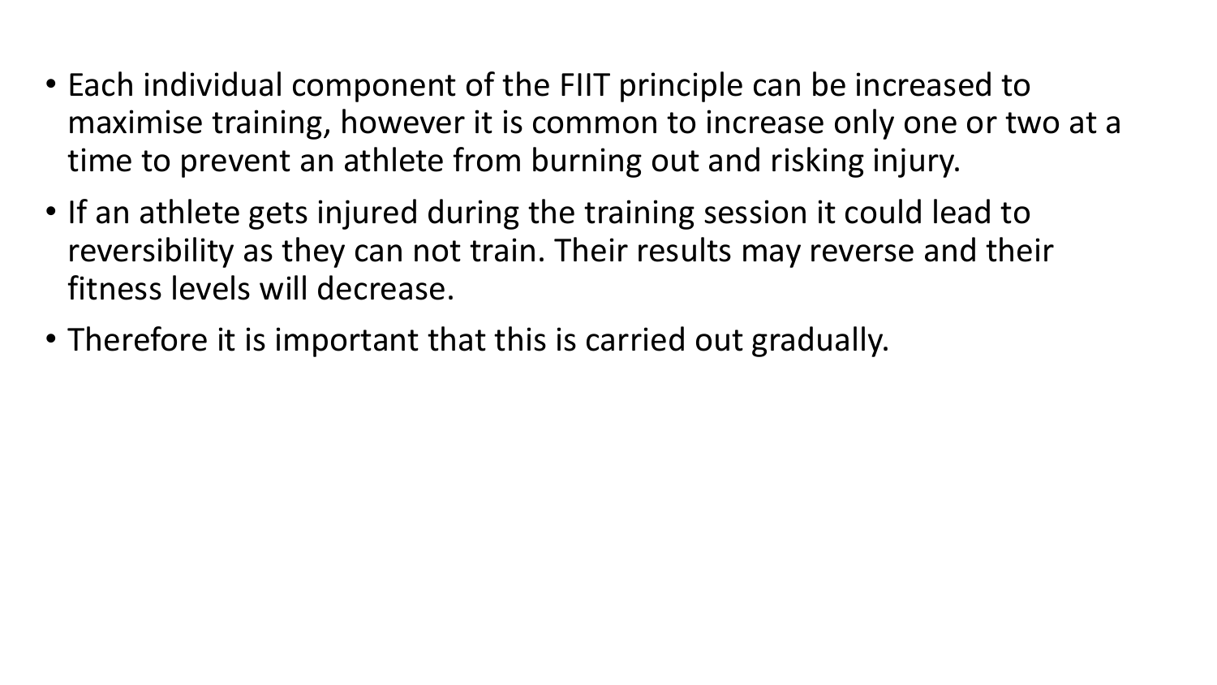- Each individual component of the FIIT principle can be increased to maximise training, however it is common to increase only one or two at a time to prevent an athlete from burning out and risking injury.
- If an athlete gets injured during the training session it could lead to reversibility as they can not train. Their results may reverse and their fitness levels will decrease.
- Therefore it is important that this is carried out gradually.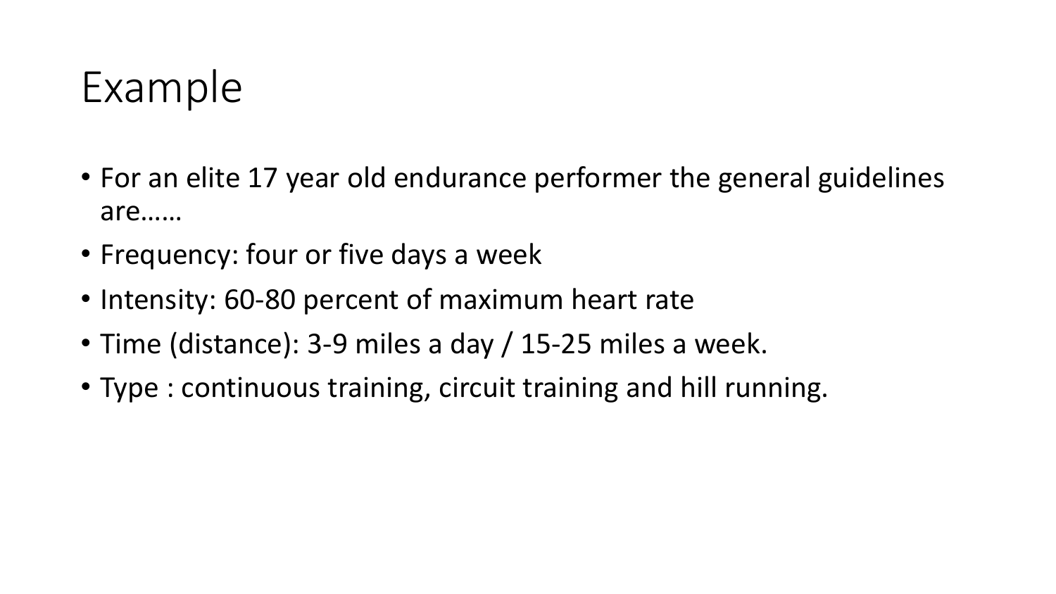# Example

- For an elite 17 year old endurance performer the general guidelines are……
- Frequency: four or five days a week
- Intensity: 60-80 percent of maximum heart rate
- Time (distance): 3-9 miles a day / 15-25 miles a week.
- Type : continuous training, circuit training and hill running.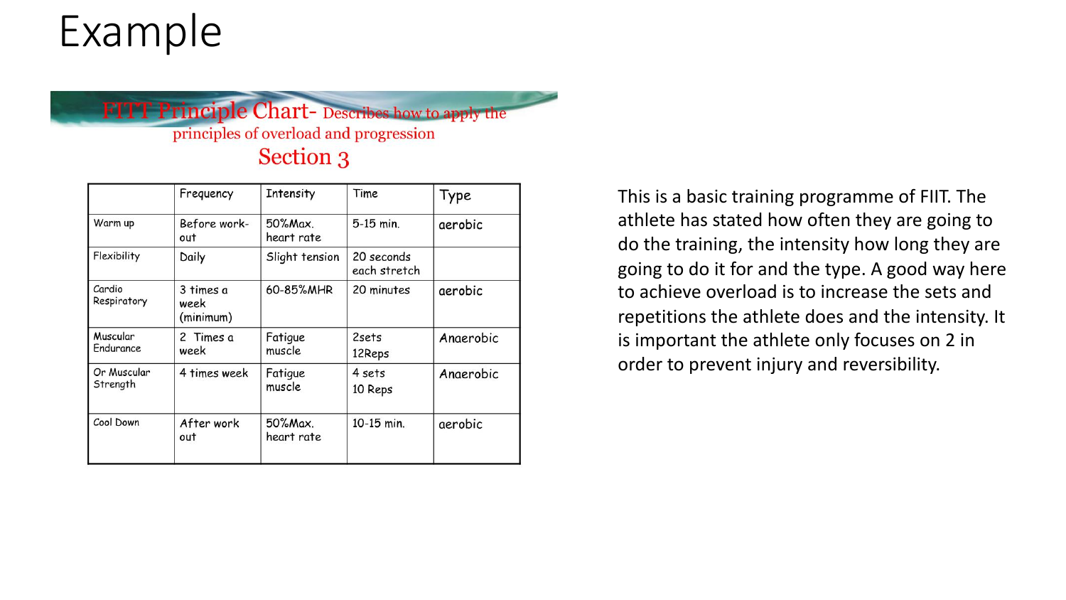# Example

**FITT Principle Chart-** Describes how to apply the principles of overload and progression

**Section 3**

| | Frequency | Intensity | Time | Type |
|---|---|---|---|---|
| Warm up | Before work-out | 50%Max. heart rate | 5-15 min. | aerobic |
| Flexibility | Daily | Slight tension | 20 seconds each stretch | |
| Cardio Respiratory | 3 times a week (minimum) | 60-85%MHR | 20 minutes | aerobic |
| Muscular Endurance | 2 Times a week | Fatigue muscle | 2sets 12Reps | Anaerobic |
| Or Muscular Strength | 4 times week | Fatigue muscle | 4 sets 10 Reps | Anaerobic |
| Cool Down | After work out | 50%Max. heart rate | 10-15 min. | aerobic |

This is a basic training programme of FIIT. The athlete has stated how often they are going to do the training, the intensity how long they are going to do it for and the type. A good way here to achieve overload is to increase the sets and repetitions the athlete does and the intensity. It is important the athlete only focuses on 2 in order to prevent injury and reversibility.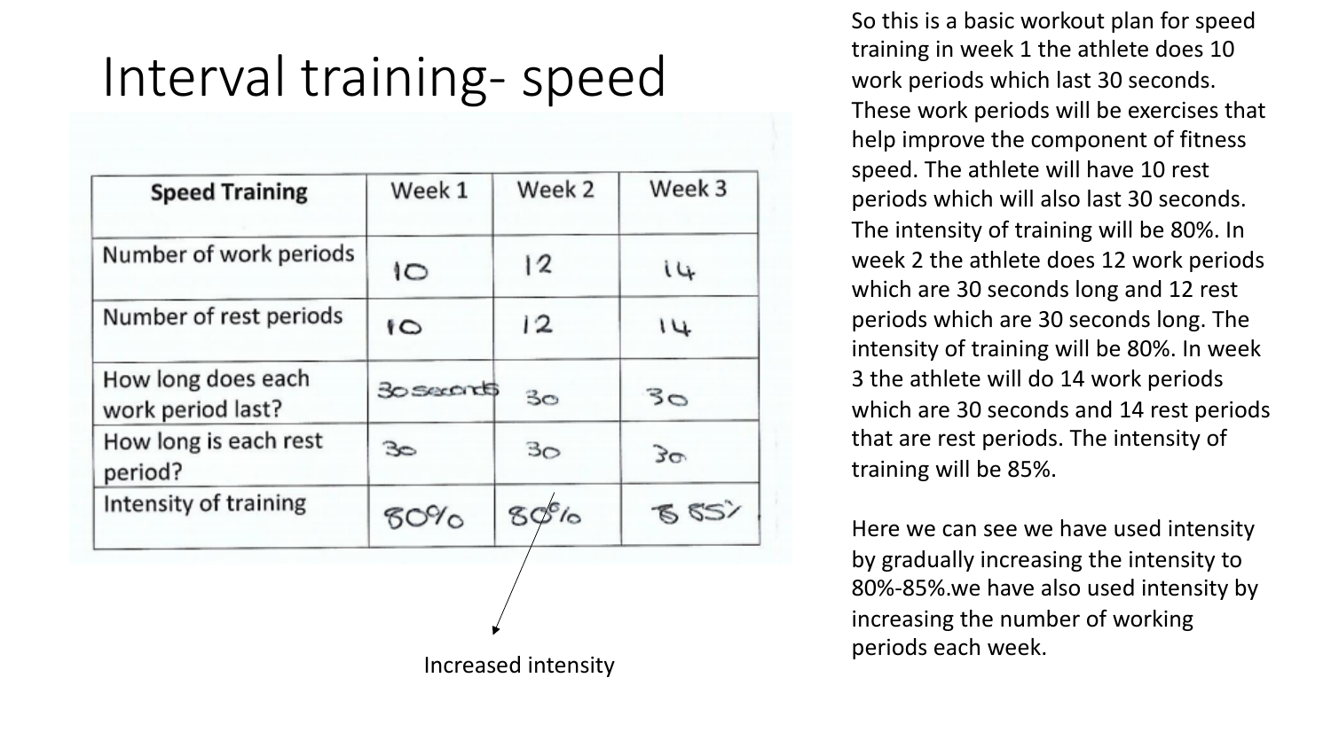# Interval training- speed

| Speed Training | Week 1 | Week 2 | Week 3 |
|---|---|---|---|
| Number of work periods | 10 | 12 | 14 |
| Number of rest periods | 10 | 12 | 14 |
| How long does each work period last? | 30 seconds | 30 | 30 |
| How long is each rest period? | 30 | 30 | 30 |
| Intensity of training | 80% | 80% | 85% |

Increased intensity

So this is a basic workout plan for speed training in week 1 the athlete does 10 work periods which last 30 seconds. These work periods will be exercises that help improve the component of fitness speed. The athlete will have 10 rest periods which will also last 30 seconds. The intensity of training will be 80%. In week 2 the athlete does 12 work periods which are 30 seconds long and 12 rest periods which are 30 seconds long. The intensity of training will be 80%. In week 3 the athlete will do 14 work periods which are 30 seconds and 14 rest periods that are rest periods. The intensity of training will be 85%.

Here we can see we have used intensity by gradually increasing the intensity to 80%-85%.we have also used intensity by increasing the number of working periods each week.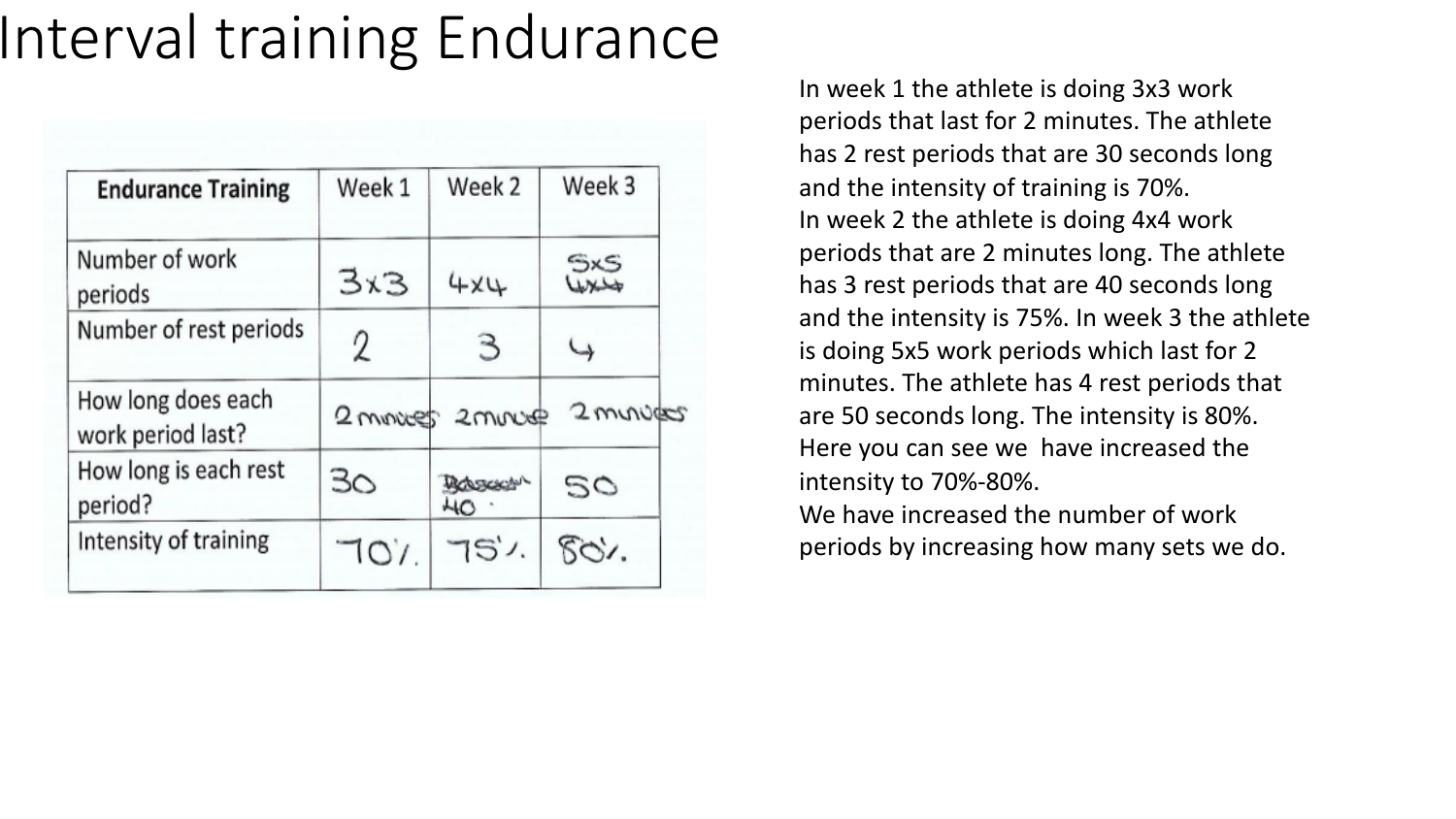# Interval training Endurance

| Endurance Training | Week 1 | Week 2 | Week 3 |
|---|---|---|---|
| Number of work periods | 3x3 | 4x4 | 5x5 |
| Number of rest periods | 2 | 3 | 4 |
| How long does each work period last? | 2 minutes | 2 minute | 2 minutes |
| How long is each rest period? | 30 | 40 | 50 |
| Intensity of training | 70% | 75% | 80% |

In week 1 the athlete is doing 3x3 work periods that last for 2 minutes. The athlete has 2 rest periods that are 30 seconds long and the intensity of training is 70%.

In week 2 the athlete is doing 4x4 work periods that are 2 minutes long. The athlete has 3 rest periods that are 40 seconds long and the intensity is 75%. In week 3 the athlete is doing 5x5 work periods which last for 2 minutes. The athlete has 4 rest periods that are 50 seconds long. The intensity is 80%.

Here you can see we have increased the intensity to 70%-80%.

We have increased the number of work periods by increasing how many sets we do.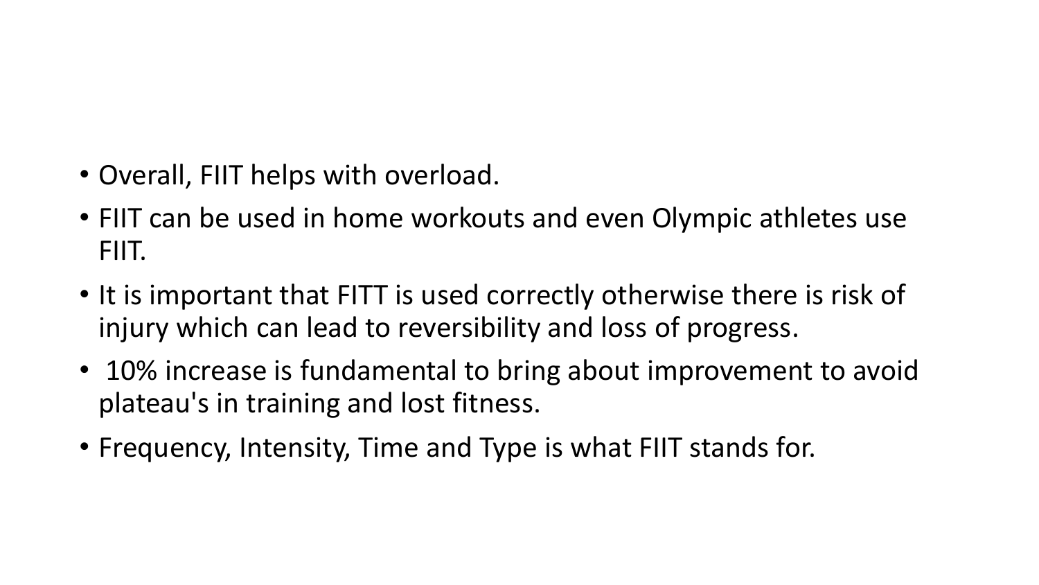- Overall, FIIT helps with overload.
- FIIT can be used in home workouts and even Olympic athletes use FIIT.
- It is important that FITT is used correctly otherwise there is risk of injury which can lead to reversibility and loss of progress.
- 10% increase is fundamental to bring about improvement to avoid plateau's in training and lost fitness.
- Frequency, Intensity, Time and Type is what FIIT stands for.